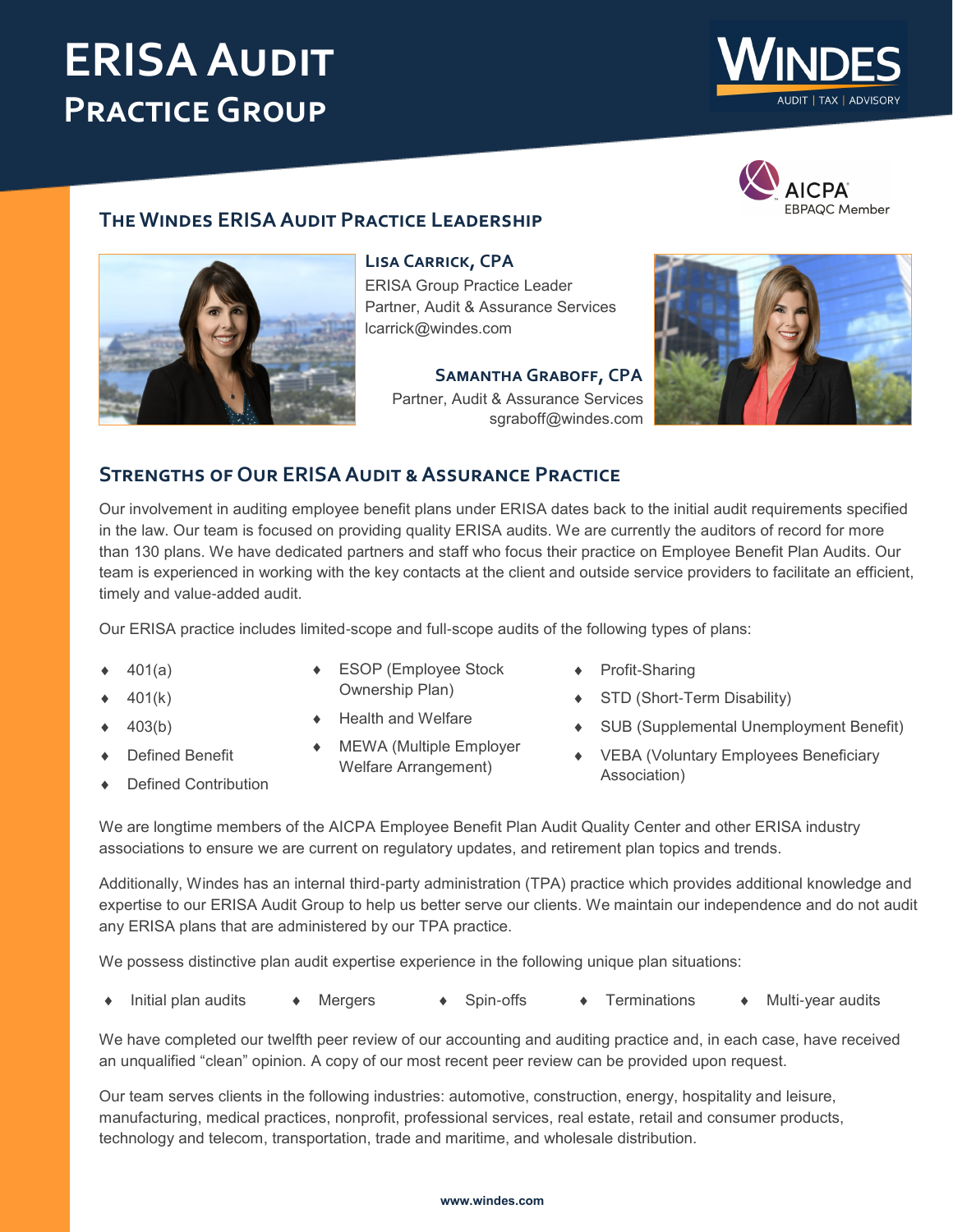# ERISA Audit Practice Group

WINDES
AUDIT | TAX | ADVISORY

AICPA EBPAQC Member

## The Windes ERISA Audit Practice Leadership

**Lisa Carrick, CPA**
ERISA Group Practice Leader
Partner, Audit & Assurance Services
lcarrick@windes.com

**Samantha Graboff, CPA**
Partner, Audit & Assurance Services
sgraboff@windes.com

## Strengths of Our ERISA Audit & Assurance Practice

Our involvement in auditing employee benefit plans under ERISA dates back to the initial audit requirements specified in the law. Our team is focused on providing quality ERISA audits. We are currently the auditors of record for more than 130 plans. We have dedicated partners and staff who focus their practice on Employee Benefit Plan Audits. Our team is experienced in working with the key contacts at the client and outside service providers to facilitate an efficient, timely and value-added audit.

Our ERISA practice includes limited-scope and full-scope audits of the following types of plans:

- 401(a)
- 401(k)
- 403(b)
- Defined Benefit
- Defined Contribution
- ESOP (Employee Stock Ownership Plan)
- Health and Welfare
- MEWA (Multiple Employer Welfare Arrangement)
- Profit-Sharing
- STD (Short-Term Disability)
- SUB (Supplemental Unemployment Benefit)
- VEBA (Voluntary Employees Beneficiary Association)

We are longtime members of the AICPA Employee Benefit Plan Audit Quality Center and other ERISA industry associations to ensure we are current on regulatory updates, and retirement plan topics and trends.

Additionally, Windes has an internal third-party administration (TPA) practice which provides additional knowledge and expertise to our ERISA Audit Group to help us better serve our clients. We maintain our independence and do not audit any ERISA plans that are administered by our TPA practice.

We possess distinctive plan audit expertise experience in the following unique plan situations:

- Initial plan audits
- Mergers
- Spin-offs
- Terminations
- Multi-year audits

We have completed our twelfth peer review of our accounting and auditing practice and, in each case, have received an unqualified "clean" opinion. A copy of our most recent peer review can be provided upon request.

Our team serves clients in the following industries: automotive, construction, energy, hospitality and leisure, manufacturing, medical practices, nonprofit, professional services, real estate, retail and consumer products, technology and telecom, transportation, trade and maritime, and wholesale distribution.

www.windes.com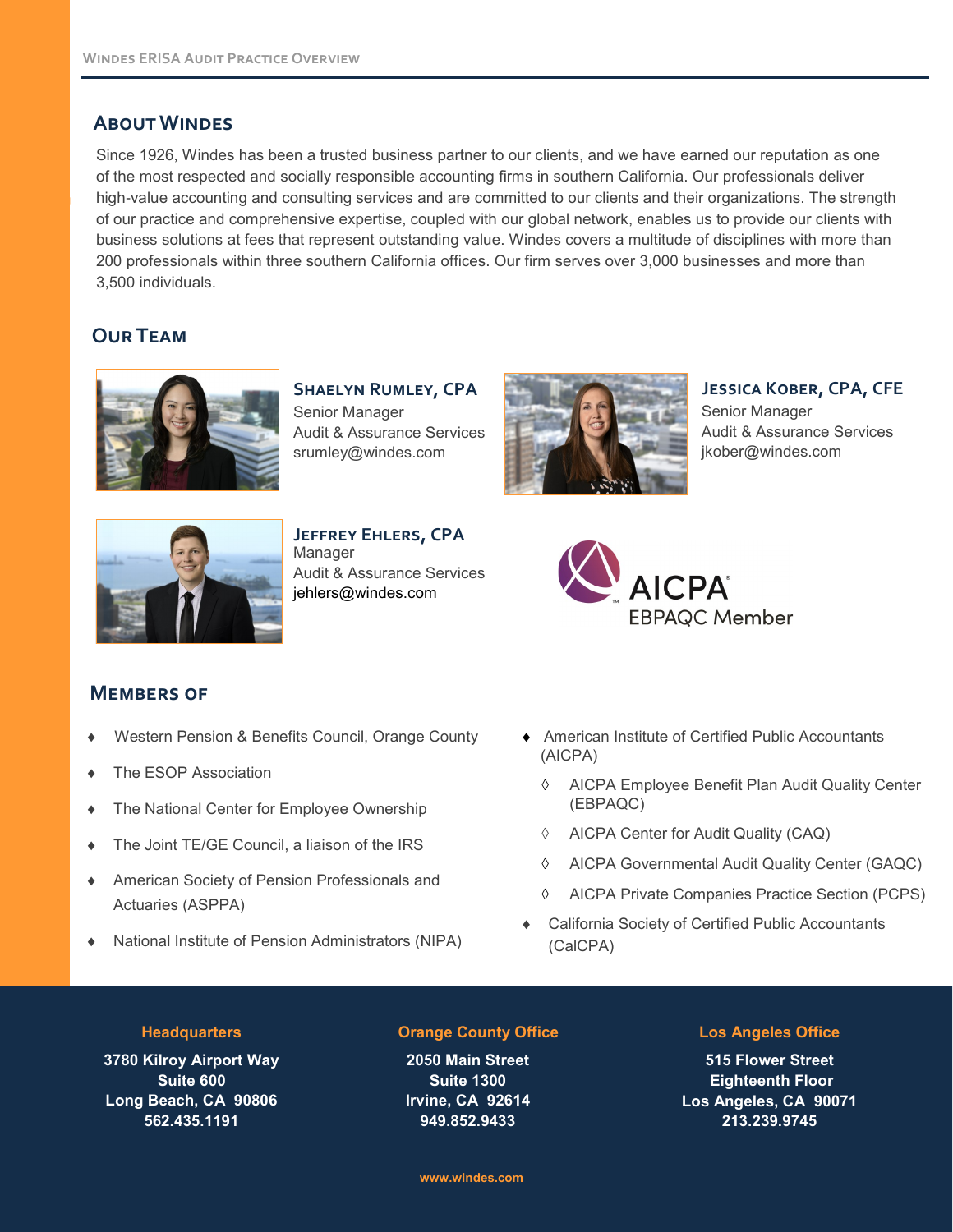## About Windes

Since 1926, Windes has been a trusted business partner to our clients, and we have earned our reputation as one of the most respected and socially responsible accounting firms in southern California. Our professionals deliver high-value accounting and consulting services and are committed to our clients and their organizations. The strength of our practice and comprehensive expertise, coupled with our global network, enables us to provide our clients with business solutions at fees that represent outstanding value. Windes covers a multitude of disciplines with more than 200 professionals within three southern California offices. Our firm serves over 3,000 businesses and more than 3,500 individuals.

## Our Team

**Shaelyn Rumley, CPA**
Senior Manager
Audit & Assurance Services
srumley@windes.com

**Jessica Kober, CPA, CFE**
Senior Manager
Audit & Assurance Services
jkober@windes.com

**Jeffrey Ehlers, CPA**
Manager
Audit & Assurance Services
jehlers@windes.com

AICPA
EBPAQC Member

## Members of

- Western Pension & Benefits Council, Orange County
- The ESOP Association
- The National Center for Employee Ownership
- The Joint TE/GE Council, a liaison of the IRS
- American Society of Pension Professionals and Actuaries (ASPPA)
- National Institute of Pension Administrators (NIPA)
- American Institute of Certified Public Accountants (AICPA)
  - AICPA Employee Benefit Plan Audit Quality Center (EBPAQC)
  - AICPA Center for Audit Quality (CAQ)
  - AICPA Governmental Audit Quality Center (GAQC)
  - AICPA Private Companies Practice Section (PCPS)
- California Society of Certified Public Accountants (CalCPA)

**Headquarters**
3780 Kilroy Airport Way
Suite 600
Long Beach, CA 90806
562.435.1191

**Orange County Office**
2050 Main Street
Suite 1300
Irvine, CA 92614
949.852.9433

**Los Angeles Office**
515 Flower Street
Eighteenth Floor
Los Angeles, CA 90071
213.239.9745

www.windes.com